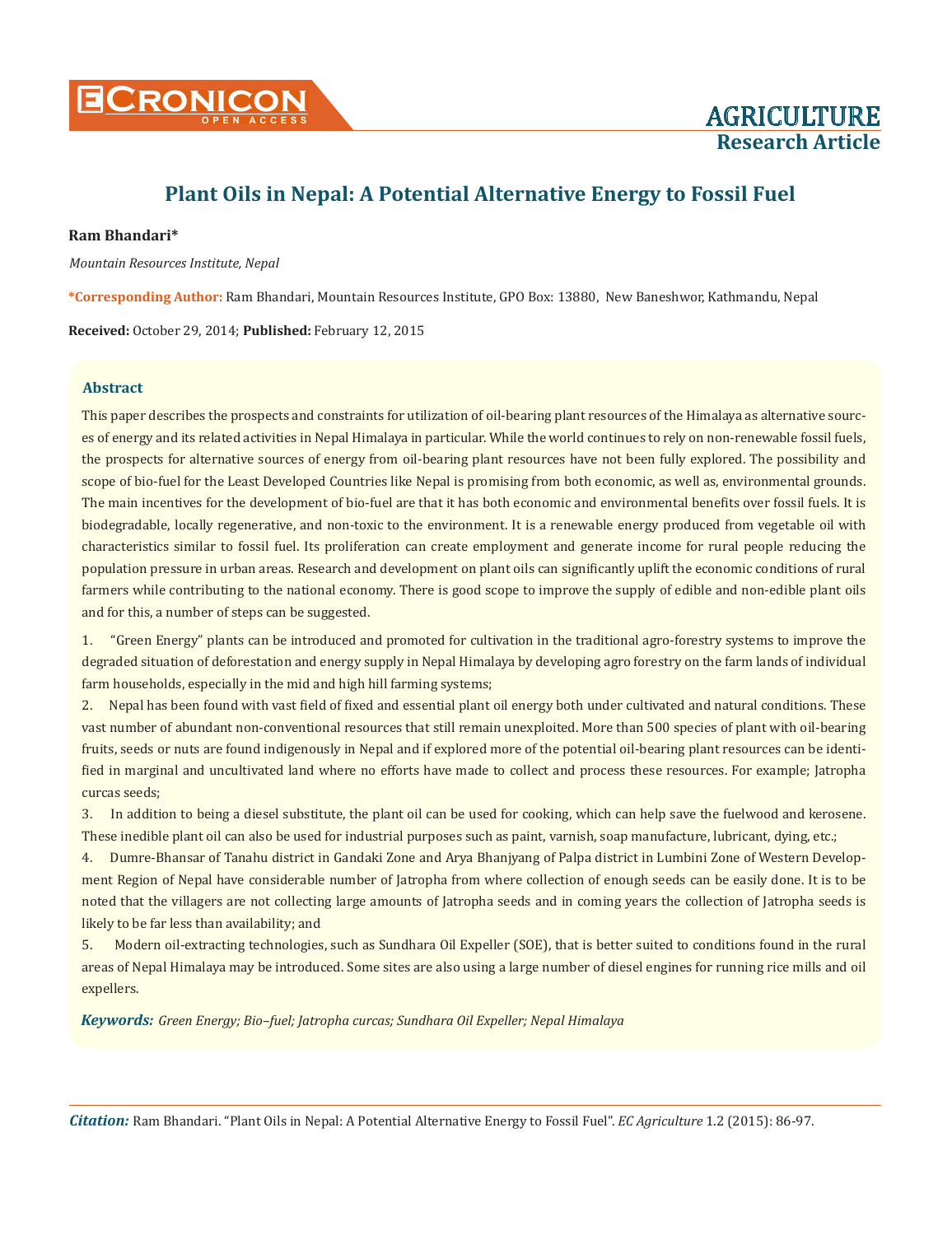# Plant Oils in Nepal: A Potential Alternative Energy to Fossil Fuel

**Ram Bhandari***

*Mountain Resources Institute, Nepal*

***Corresponding Author:** Ram Bhandari, Mountain Resources Institute, GPO Box: 13880, New Baneshwor, Kathmandu, Nepal

**Received:** October 29, 2014; **Published:** February 12, 2015

## Abstract

This paper describes the prospects and constraints for utilization of oil-bearing plant resources of the Himalaya as alternative sources of energy and its related activities in Nepal Himalaya in particular. While the world continues to rely on non-renewable fossil fuels, the prospects for alternative sources of energy from oil-bearing plant resources have not been fully explored. The possibility and scope of bio-fuel for the Least Developed Countries like Nepal is promising from both economic, as well as, environmental grounds. The main incentives for the development of bio-fuel are that it has both economic and environmental benefits over fossil fuels. It is biodegradable, locally regenerative, and non-toxic to the environment. It is a renewable energy produced from vegetable oil with characteristics similar to fossil fuel. Its proliferation can create employment and generate income for rural people reducing the population pressure in urban areas. Research and development on plant oils can significantly uplift the economic conditions of rural farmers while contributing to the national economy. There is good scope to improve the supply of edible and non-edible plant oils and for this, a number of steps can be suggested.

1. "Green Energy" plants can be introduced and promoted for cultivation in the traditional agro-forestry systems to improve the degraded situation of deforestation and energy supply in Nepal Himalaya by developing agro forestry on the farm lands of individual farm households, especially in the mid and high hill farming systems;
2. Nepal has been found with vast field of fixed and essential plant oil energy both under cultivated and natural conditions. These vast number of abundant non-conventional resources that still remain unexploited. More than 500 species of plant with oil-bearing fruits, seeds or nuts are found indigenously in Nepal and if explored more of the potential oil-bearing plant resources can be identified in marginal and uncultivated land where no efforts have made to collect and process these resources. For example; Jatropha curcas seeds;
3. In addition to being a diesel substitute, the plant oil can be used for cooking, which can help save the fuelwood and kerosene. These inedible plant oil can also be used for industrial purposes such as paint, varnish, soap manufacture, lubricant, dying, etc.;
4. Dumre-Bhansar of Tanahu district in Gandaki Zone and Arya Bhanjyang of Palpa district in Lumbini Zone of Western Development Region of Nepal have considerable number of Jatropha from where collection of enough seeds can be easily done. It is to be noted that the villagers are not collecting large amounts of Jatropha seeds and in coming years the collection of Jatropha seeds is likely to be far less than availability; and
5. Modern oil-extracting technologies, such as Sundhara Oil Expeller (SOE), that is better suited to conditions found in the rural areas of Nepal Himalaya may be introduced. Some sites are also using a large number of diesel engines for running rice mills and oil expellers.

***Keywords:*** *Green Energy; Bio–fuel; Jatropha curcas; Sundhara Oil Expeller; Nepal Himalaya*

***Citation:*** Ram Bhandari. "Plant Oils in Nepal: A Potential Alternative Energy to Fossil Fuel". *EC Agriculture* 1.2 (2015): 86-97.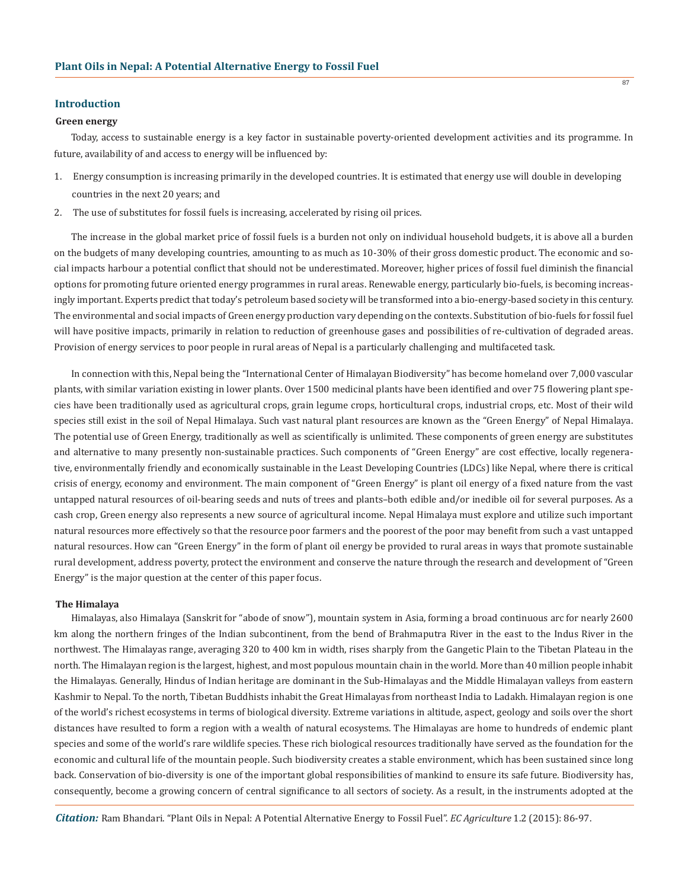## Introduction

### Green energy

Today, access to sustainable energy is a key factor in sustainable poverty-oriented development activities and its programme. In future, availability of and access to energy will be influenced by:

1. Energy consumption is increasing primarily in the developed countries. It is estimated that energy use will double in developing countries in the next 20 years; and
2. The use of substitutes for fossil fuels is increasing, accelerated by rising oil prices.

The increase in the global market price of fossil fuels is a burden not only on individual household budgets, it is above all a burden on the budgets of many developing countries, amounting to as much as 10-30% of their gross domestic product. The economic and social impacts harbour a potential conflict that should not be underestimated. Moreover, higher prices of fossil fuel diminish the financial options for promoting future oriented energy programmes in rural areas. Renewable energy, particularly bio-fuels, is becoming increasingly important. Experts predict that today's petroleum based society will be transformed into a bio-energy-based society in this century. The environmental and social impacts of Green energy production vary depending on the contexts. Substitution of bio-fuels for fossil fuel will have positive impacts, primarily in relation to reduction of greenhouse gases and possibilities of re-cultivation of degraded areas. Provision of energy services to poor people in rural areas of Nepal is a particularly challenging and multifaceted task.

In connection with this, Nepal being the "International Center of Himalayan Biodiversity" has become homeland over 7,000 vascular plants, with similar variation existing in lower plants. Over 1500 medicinal plants have been identified and over 75 flowering plant species have been traditionally used as agricultural crops, grain legume crops, horticultural crops, industrial crops, etc. Most of their wild species still exist in the soil of Nepal Himalaya. Such vast natural plant resources are known as the "Green Energy" of Nepal Himalaya. The potential use of Green Energy, traditionally as well as scientifically is unlimited. These components of green energy are substitutes and alternative to many presently non-sustainable practices. Such components of "Green Energy" are cost effective, locally regenerative, environmentally friendly and economically sustainable in the Least Developing Countries (LDCs) like Nepal, where there is critical crisis of energy, economy and environment. The main component of "Green Energy" is plant oil energy of a fixed nature from the vast untapped natural resources of oil-bearing seeds and nuts of trees and plants–both edible and/or inedible oil for several purposes. As a cash crop, Green energy also represents a new source of agricultural income. Nepal Himalaya must explore and utilize such important natural resources more effectively so that the resource poor farmers and the poorest of the poor may benefit from such a vast untapped natural resources. How can "Green Energy" in the form of plant oil energy be provided to rural areas in ways that promote sustainable rural development, address poverty, protect the environment and conserve the nature through the research and development of "Green Energy" is the major question at the center of this paper focus.

### The Himalaya

Himalayas, also Himalaya (Sanskrit for "abode of snow"), mountain system in Asia, forming a broad continuous arc for nearly 2600 km along the northern fringes of the Indian subcontinent, from the bend of Brahmaputra River in the east to the Indus River in the northwest. The Himalayas range, averaging 320 to 400 km in width, rises sharply from the Gangetic Plain to the Tibetan Plateau in the north. The Himalayan region is the largest, highest, and most populous mountain chain in the world. More than 40 million people inhabit the Himalayas. Generally, Hindus of Indian heritage are dominant in the Sub-Himalayas and the Middle Himalayan valleys from eastern Kashmir to Nepal. To the north, Tibetan Buddhists inhabit the Great Himalayas from northeast India to Ladakh. Himalayan region is one of the world's richest ecosystems in terms of biological diversity. Extreme variations in altitude, aspect, geology and soils over the short distances have resulted to form a region with a wealth of natural ecosystems. The Himalayas are home to hundreds of endemic plant species and some of the world's rare wildlife species. These rich biological resources traditionally have served as the foundation for the economic and cultural life of the mountain people. Such biodiversity creates a stable environment, which has been sustained since long back. Conservation of bio-diversity is one of the important global responsibilities of mankind to ensure its safe future. Biodiversity has, consequently, become a growing concern of central significance to all sectors of society. As a result, in the instruments adopted at the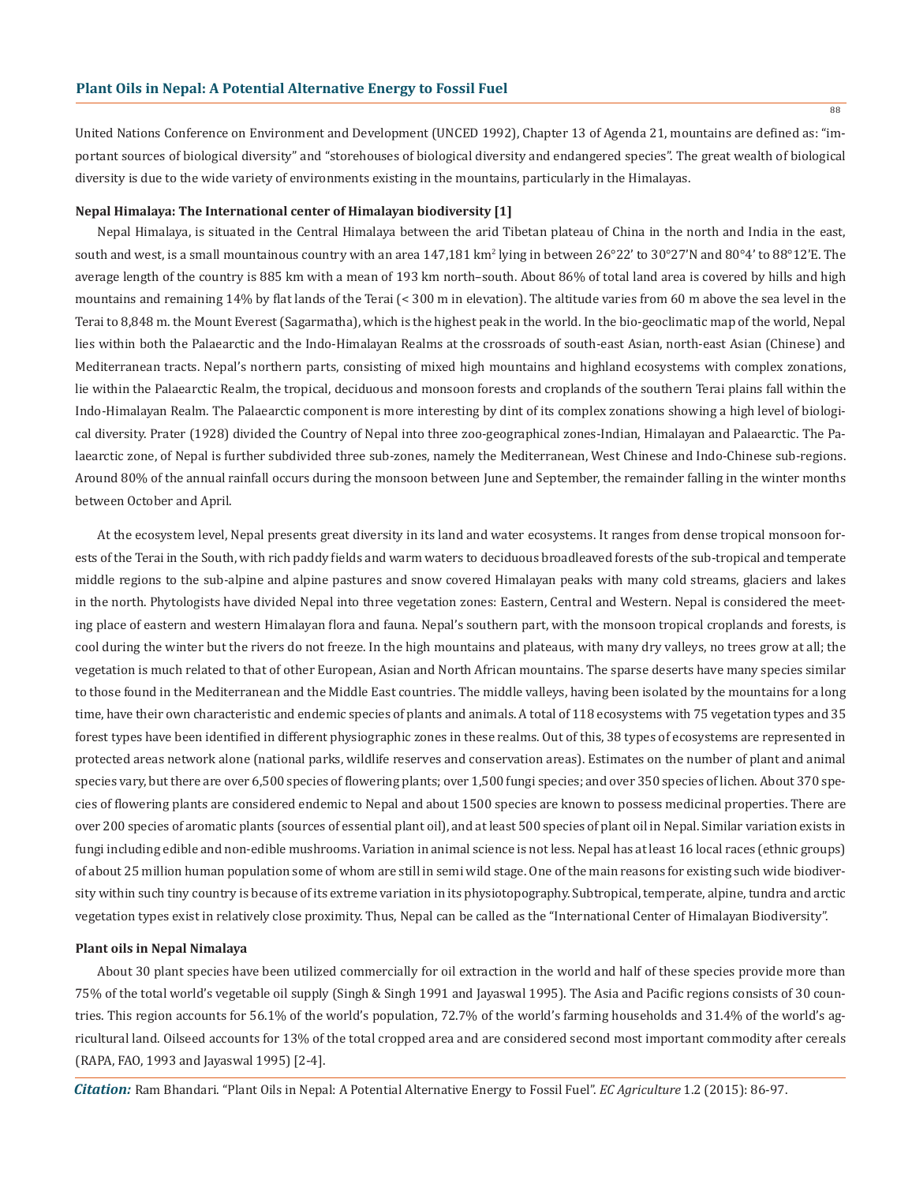United Nations Conference on Environment and Development (UNCED 1992), Chapter 13 of Agenda 21, mountains are defined as: "important sources of biological diversity" and "storehouses of biological diversity and endangered species". The great wealth of biological diversity is due to the wide variety of environments existing in the mountains, particularly in the Himalayas.

**Nepal Himalaya: The International center of Himalayan biodiversity [1]**

Nepal Himalaya, is situated in the Central Himalaya between the arid Tibetan plateau of China in the north and India in the east, south and west, is a small mountainous country with an area 147,181 $km^2$ lying in between 26°22' to 30°27'N and 80°4' to 88°12'E. The average length of the country is 885 km with a mean of 193 km north–south. About 86% of total land area is covered by hills and high mountains and remaining 14% by flat lands of the Terai (< 300 m in elevation). The altitude varies from 60 m above the sea level in the Terai to 8,848 m. the Mount Everest (Sagarmatha), which is the highest peak in the world. In the bio-geoclimatic map of the world, Nepal lies within both the Palaearctic and the Indo-Himalayan Realms at the crossroads of south-east Asian, north-east Asian (Chinese) and Mediterranean tracts. Nepal's northern parts, consisting of mixed high mountains and highland ecosystems with complex zonations, lie within the Palaearctic Realm, the tropical, deciduous and monsoon forests and croplands of the southern Terai plains fall within the Indo-Himalayan Realm. The Palaearctic component is more interesting by dint of its complex zonations showing a high level of biological diversity. Prater (1928) divided the Country of Nepal into three zoo-geographical zones-Indian, Himalayan and Palaearctic. The Palaearctic zone, of Nepal is further subdivided three sub-zones, namely the Mediterranean, West Chinese and Indo-Chinese sub-regions. Around 80% of the annual rainfall occurs during the monsoon between June and September, the remainder falling in the winter months between October and April.

At the ecosystem level, Nepal presents great diversity in its land and water ecosystems. It ranges from dense tropical monsoon forests of the Terai in the South, with rich paddy fields and warm waters to deciduous broadleaved forests of the sub-tropical and temperate middle regions to the sub-alpine and alpine pastures and snow covered Himalayan peaks with many cold streams, glaciers and lakes in the north. Phytologists have divided Nepal into three vegetation zones: Eastern, Central and Western. Nepal is considered the meeting place of eastern and western Himalayan flora and fauna. Nepal's southern part, with the monsoon tropical croplands and forests, is cool during the winter but the rivers do not freeze. In the high mountains and plateaus, with many dry valleys, no trees grow at all; the vegetation is much related to that of other European, Asian and North African mountains. The sparse deserts have many species similar to those found in the Mediterranean and the Middle East countries. The middle valleys, having been isolated by the mountains for a long time, have their own characteristic and endemic species of plants and animals. A total of 118 ecosystems with 75 vegetation types and 35 forest types have been identified in different physiographic zones in these realms. Out of this, 38 types of ecosystems are represented in protected areas network alone (national parks, wildlife reserves and conservation areas). Estimates on the number of plant and animal species vary, but there are over 6,500 species of flowering plants; over 1,500 fungi species; and over 350 species of lichen. About 370 species of flowering plants are considered endemic to Nepal and about 1500 species are known to possess medicinal properties. There are over 200 species of aromatic plants (sources of essential plant oil), and at least 500 species of plant oil in Nepal. Similar variation exists in fungi including edible and non-edible mushrooms. Variation in animal science is not less. Nepal has at least 16 local races (ethnic groups) of about 25 million human population some of whom are still in semi wild stage. One of the main reasons for existing such wide biodiversity within such tiny country is because of its extreme variation in its physiotopography. Subtropical, temperate, alpine, tundra and arctic vegetation types exist in relatively close proximity. Thus, Nepal can be called as the "International Center of Himalayan Biodiversity".

**Plant oils in Nepal Nimalaya**

About 30 plant species have been utilized commercially for oil extraction in the world and half of these species provide more than 75% of the total world's vegetable oil supply (Singh & Singh 1991 and Jayaswal 1995). The Asia and Pacific regions consists of 30 countries. This region accounts for 56.1% of the world's population, 72.7% of the world's farming households and 31.4% of the world's agricultural land. Oilseed accounts for 13% of the total cropped area and are considered second most important commodity after cereals (RAPA, FAO, 1993 and Jayaswal 1995) [2-4].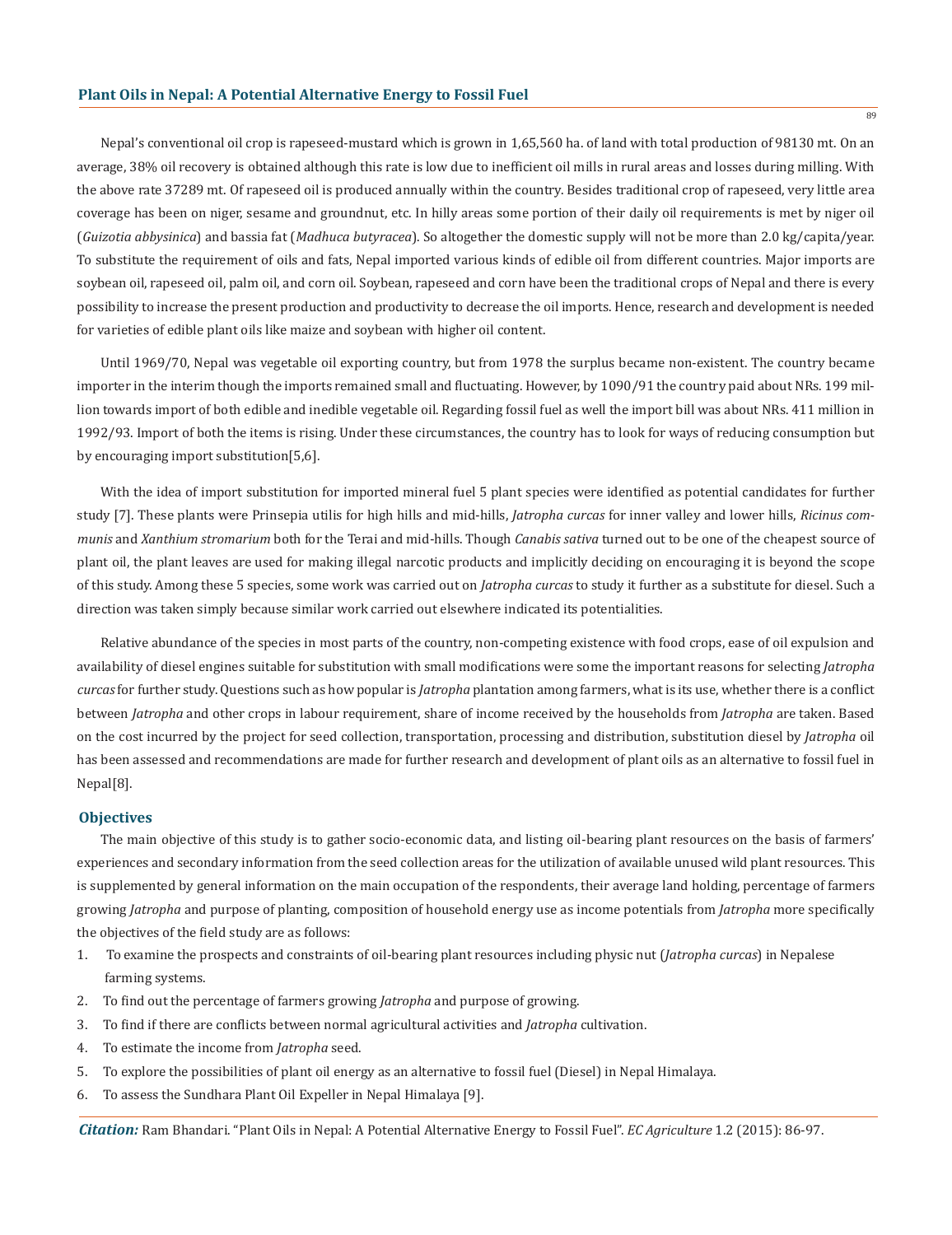Nepal's conventional oil crop is rapeseed-mustard which is grown in 1,65,560 ha. of land with total production of 98130 mt. On an average, 38% oil recovery is obtained although this rate is low due to inefficient oil mills in rural areas and losses during milling. With the above rate 37289 mt. Of rapeseed oil is produced annually within the country. Besides traditional crop of rapeseed, very little area coverage has been on niger, sesame and groundnut, etc. In hilly areas some portion of their daily oil requirements is met by niger oil (*Guizotia abbysinica*) and bassia fat (*Madhuca butyracea*). So altogether the domestic supply will not be more than 2.0 kg/capita/year. To substitute the requirement of oils and fats, Nepal imported various kinds of edible oil from different countries. Major imports are soybean oil, rapeseed oil, palm oil, and corn oil. Soybean, rapeseed and corn have been the traditional crops of Nepal and there is every possibility to increase the present production and productivity to decrease the oil imports. Hence, research and development is needed for varieties of edible plant oils like maize and soybean with higher oil content.

Until 1969/70, Nepal was vegetable oil exporting country, but from 1978 the surplus became non-existent. The country became importer in the interim though the imports remained small and fluctuating. However, by 1090/91 the country paid about NRs. 199 million towards import of both edible and inedible vegetable oil. Regarding fossil fuel as well the import bill was about NRs. 411 million in 1992/93. Import of both the items is rising. Under these circumstances, the country has to look for ways of reducing consumption but by encouraging import substitution[5,6].

With the idea of import substitution for imported mineral fuel 5 plant species were identified as potential candidates for further study [7]. These plants were Prinsepia utilis for high hills and mid-hills, *Jatropha curcas* for inner valley and lower hills, *Ricinus communis* and *Xanthium stromarium* both for the Terai and mid-hills. Though *Canabis sativa* turned out to be one of the cheapest source of plant oil, the plant leaves are used for making illegal narcotic products and implicitly deciding on encouraging it is beyond the scope of this study. Among these 5 species, some work was carried out on *Jatropha curcas* to study it further as a substitute for diesel. Such a direction was taken simply because similar work carried out elsewhere indicated its potentialities.

Relative abundance of the species in most parts of the country, non-competing existence with food crops, ease of oil expulsion and availability of diesel engines suitable for substitution with small modifications were some the important reasons for selecting *Jatropha curcas* for further study. Questions such as how popular is *Jatropha* plantation among farmers, what is its use, whether there is a conflict between *Jatropha* and other crops in labour requirement, share of income received by the households from *Jatropha* are taken. Based on the cost incurred by the project for seed collection, transportation, processing and distribution, substitution diesel by *Jatropha* oil has been assessed and recommendations are made for further research and development of plant oils as an alternative to fossil fuel in Nepal[8].

## Objectives

The main objective of this study is to gather socio-economic data, and listing oil-bearing plant resources on the basis of farmers' experiences and secondary information from the seed collection areas for the utilization of available unused wild plant resources. This is supplemented by general information on the main occupation of the respondents, their average land holding, percentage of farmers growing *Jatropha* and purpose of planting, composition of household energy use as income potentials from *Jatropha* more specifically the objectives of the field study are as follows:

1. To examine the prospects and constraints of oil-bearing plant resources including physic nut (*Jatropha curcas*) in Nepalese farming systems.
2. To find out the percentage of farmers growing *Jatropha* and purpose of growing.
3. To find if there are conflicts between normal agricultural activities and *Jatropha* cultivation.
4. To estimate the income from *Jatropha* seed.
5. To explore the possibilities of plant oil energy as an alternative to fossil fuel (Diesel) in Nepal Himalaya.
6. To assess the Sundhara Plant Oil Expeller in Nepal Himalaya [9].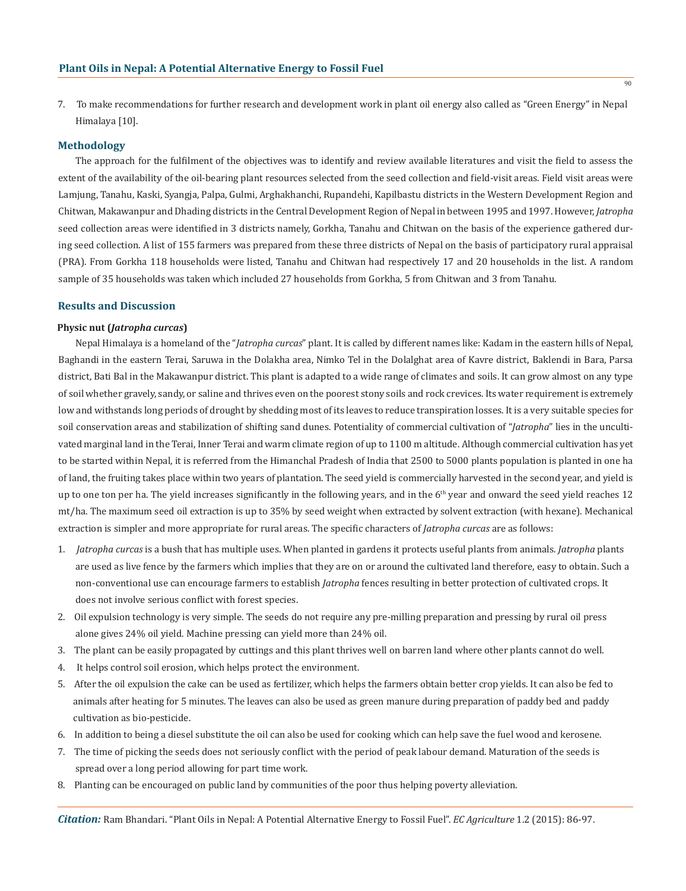7. To make recommendations for further research and development work in plant oil energy also called as "Green Energy" in Nepal Himalaya [10].

## Methodology

The approach for the fulfilment of the objectives was to identify and review available literatures and visit the field to assess the extent of the availability of the oil-bearing plant resources selected from the seed collection and field-visit areas. Field visit areas were Lamjung, Tanahu, Kaski, Syangja, Palpa, Gulmi, Arghakhanchi, Rupandehi, Kapilbastu districts in the Western Development Region and Chitwan, Makawanpur and Dhading districts in the Central Development Region of Nepal in between 1995 and 1997. However, *Jatropha* seed collection areas were identified in 3 districts namely, Gorkha, Tanahu and Chitwan on the basis of the experience gathered during seed collection. A list of 155 farmers was prepared from these three districts of Nepal on the basis of participatory rural appraisal (PRA). From Gorkha 118 households were listed, Tanahu and Chitwan had respectively 17 and 20 households in the list. A random sample of 35 households was taken which included 27 households from Gorkha, 5 from Chitwan and 3 from Tanahu.

## Results and Discussion

### Physic nut (*Jatropha curcas*)

Nepal Himalaya is a homeland of the "*Jatropha curcas*" plant. It is called by different names like: Kadam in the eastern hills of Nepal, Baghandi in the eastern Terai, Saruwa in the Dolakha area, Nimko Tel in the Dolalghat area of Kavre district, Baklendi in Bara, Parsa district, Bati Bal in the Makawanpur district. This plant is adapted to a wide range of climates and soils. It can grow almost on any type of soil whether gravely, sandy, or saline and thrives even on the poorest stony soils and rock crevices. Its water requirement is extremely low and withstands long periods of drought by shedding most of its leaves to reduce transpiration losses. It is a very suitable species for soil conservation areas and stabilization of shifting sand dunes. Potentiality of commercial cultivation of "*Jatropha*" lies in the uncultivated marginal land in the Terai, Inner Terai and warm climate region of up to 1100 m altitude. Although commercial cultivation has yet to be started within Nepal, it is referred from the Himanchal Pradesh of India that 2500 to 5000 plants population is planted in one ha of land, the fruiting takes place within two years of plantation. The seed yield is commercially harvested in the second year, and yield is up to one ton per ha. The yield increases significantly in the following years, and in the 6$^{th}$ year and onward the seed yield reaches 12 mt/ha. The maximum seed oil extraction is up to 35% by seed weight when extracted by solvent extraction (with hexane). Mechanical extraction is simpler and more appropriate for rural areas. The specific characters of *Jatropha curcas* are as follows:

1. *Jatropha curcas* is a bush that has multiple uses. When planted in gardens it protects useful plants from animals. *Jatropha* plants are used as live fence by the farmers which implies that they are on or around the cultivated land therefore, easy to obtain. Such a non-conventional use can encourage farmers to establish *Jatropha* fences resulting in better protection of cultivated crops. It does not involve serious conflict with forest species.
2. Oil expulsion technology is very simple. The seeds do not require any pre-milling preparation and pressing by rural oil press alone gives 24% oil yield. Machine pressing can yield more than 24% oil.
3. The plant can be easily propagated by cuttings and this plant thrives well on barren land where other plants cannot do well.
4. It helps control soil erosion, which helps protect the environment.
5. After the oil expulsion the cake can be used as fertilizer, which helps the farmers obtain better crop yields. It can also be fed to animals after heating for 5 minutes. The leaves can also be used as green manure during preparation of paddy bed and paddy cultivation as bio-pesticide.
6. In addition to being a diesel substitute the oil can also be used for cooking which can help save the fuel wood and kerosene.
7. The time of picking the seeds does not seriously conflict with the period of peak labour demand. Maturation of the seeds is spread over a long period allowing for part time work.
8. Planting can be encouraged on public land by communities of the poor thus helping poverty alleviation.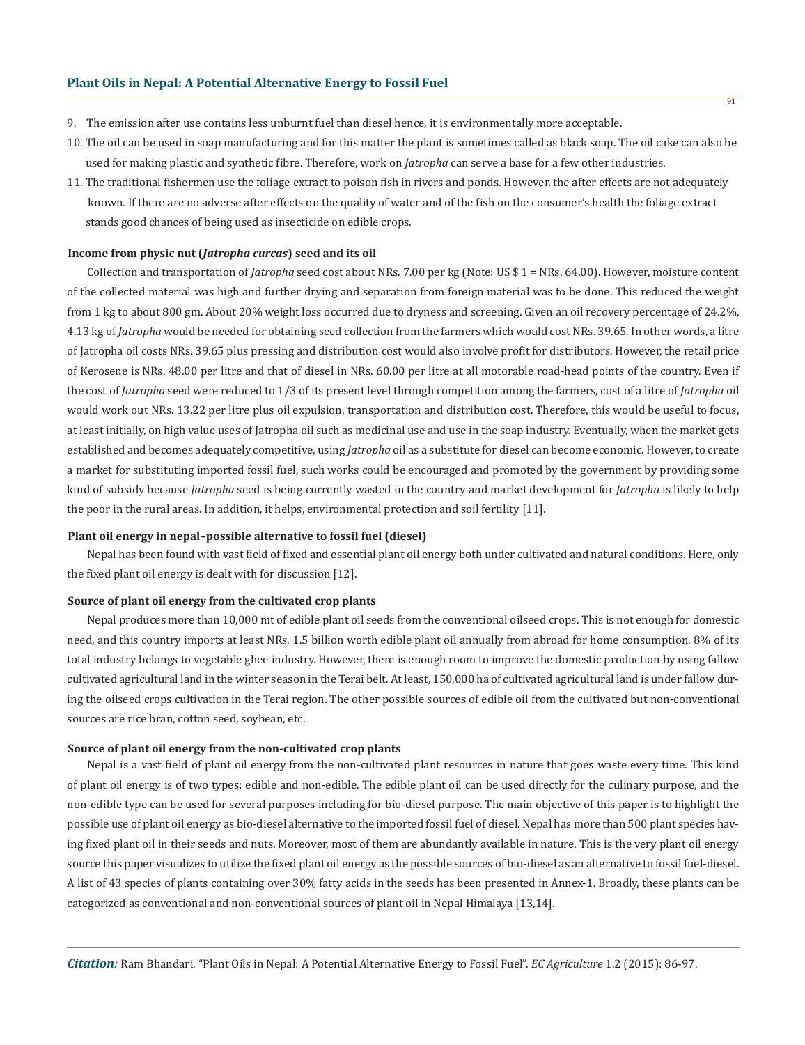9. The emission after use contains less unburnt fuel than diesel hence, it is environmentally more acceptable.
10. The oil can be used in soap manufacturing and for this matter the plant is sometimes called as black soap. The oil cake can also be used for making plastic and synthetic fibre. Therefore, work on *Jatropha* can serve a base for a few other industries.
11. The traditional fishermen use the foliage extract to poison fish in rivers and ponds. However, the after effects are not adequately known. If there are no adverse after effects on the quality of water and of the fish on the consumer's health the foliage extract stands good chances of being used as insecticide on edible crops.

**Income from physic nut (*Jatropha curcas*) seed and its oil**

Collection and transportation of *Jatropha* seed cost about NRs. 7.00 per kg (Note: US $ 1 = NRs. 64.00). However, moisture content of the collected material was high and further drying and separation from foreign material was to be done. This reduced the weight from 1 kg to about 800 gm. About 20% weight loss occurred due to dryness and screening. Given an oil recovery percentage of 24.2%, 4.13 kg of *Jatropha* would be needed for obtaining seed collection from the farmers which would cost NRs. 39.65. In other words, a litre of Jatropha oil costs NRs. 39.65 plus pressing and distribution cost would also involve profit for distributors. However, the retail price of Kerosene is NRs. 48.00 per litre and that of diesel in NRs. 60.00 per litre at all motorable road-head points of the country. Even if the cost of *Jatropha* seed were reduced to 1/3 of its present level through competition among the farmers, cost of a litre of *Jatropha* oil would work out NRs. 13.22 per litre plus oil expulsion, transportation and distribution cost. Therefore, this would be useful to focus, at least initially, on high value uses of Jatropha oil such as medicinal use and use in the soap industry. Eventually, when the market gets established and becomes adequately competitive, using *Jatropha* oil as a substitute for diesel can become economic. However, to create a market for substituting imported fossil fuel, such works could be encouraged and promoted by the government by providing some kind of subsidy because *Jatropha* seed is being currently wasted in the country and market development for *Jatropha* is likely to help the poor in the rural areas. In addition, it helps, environmental protection and soil fertility [11].

**Plant oil energy in nepal–possible alternative to fossil fuel (diesel)**

Nepal has been found with vast field of fixed and essential plant oil energy both under cultivated and natural conditions. Here, only the fixed plant oil energy is dealt with for discussion [12].

**Source of plant oil energy from the cultivated crop plants**

Nepal produces more than 10,000 mt of edible plant oil seeds from the conventional oilseed crops. This is not enough for domestic need, and this country imports at least NRs. 1.5 billion worth edible plant oil annually from abroad for home consumption. 8% of its total industry belongs to vegetable ghee industry. However, there is enough room to improve the domestic production by using fallow cultivated agricultural land in the winter season in the Terai belt. At least, 150,000 ha of cultivated agricultural land is under fallow during the oilseed crops cultivation in the Terai region. The other possible sources of edible oil from the cultivated but non-conventional sources are rice bran, cotton seed, soybean, etc.

**Source of plant oil energy from the non-cultivated crop plants**

Nepal is a vast field of plant oil energy from the non-cultivated plant resources in nature that goes waste every time. This kind of plant oil energy is of two types: edible and non-edible. The edible plant oil can be used directly for the culinary purpose, and the non-edible type can be used for several purposes including for bio-diesel purpose. The main objective of this paper is to highlight the possible use of plant oil energy as bio-diesel alternative to the imported fossil fuel of diesel. Nepal has more than 500 plant species having fixed plant oil in their seeds and nuts. Moreover, most of them are abundantly available in nature. This is the very plant oil energy source this paper visualizes to utilize the fixed plant oil energy as the possible sources of bio-diesel as an alternative to fossil fuel-diesel. A list of 43 species of plants containing over 30% fatty acids in the seeds has been presented in Annex-1. Broadly, these plants can be categorized as conventional and non-conventional sources of plant oil in Nepal Himalaya [13,14].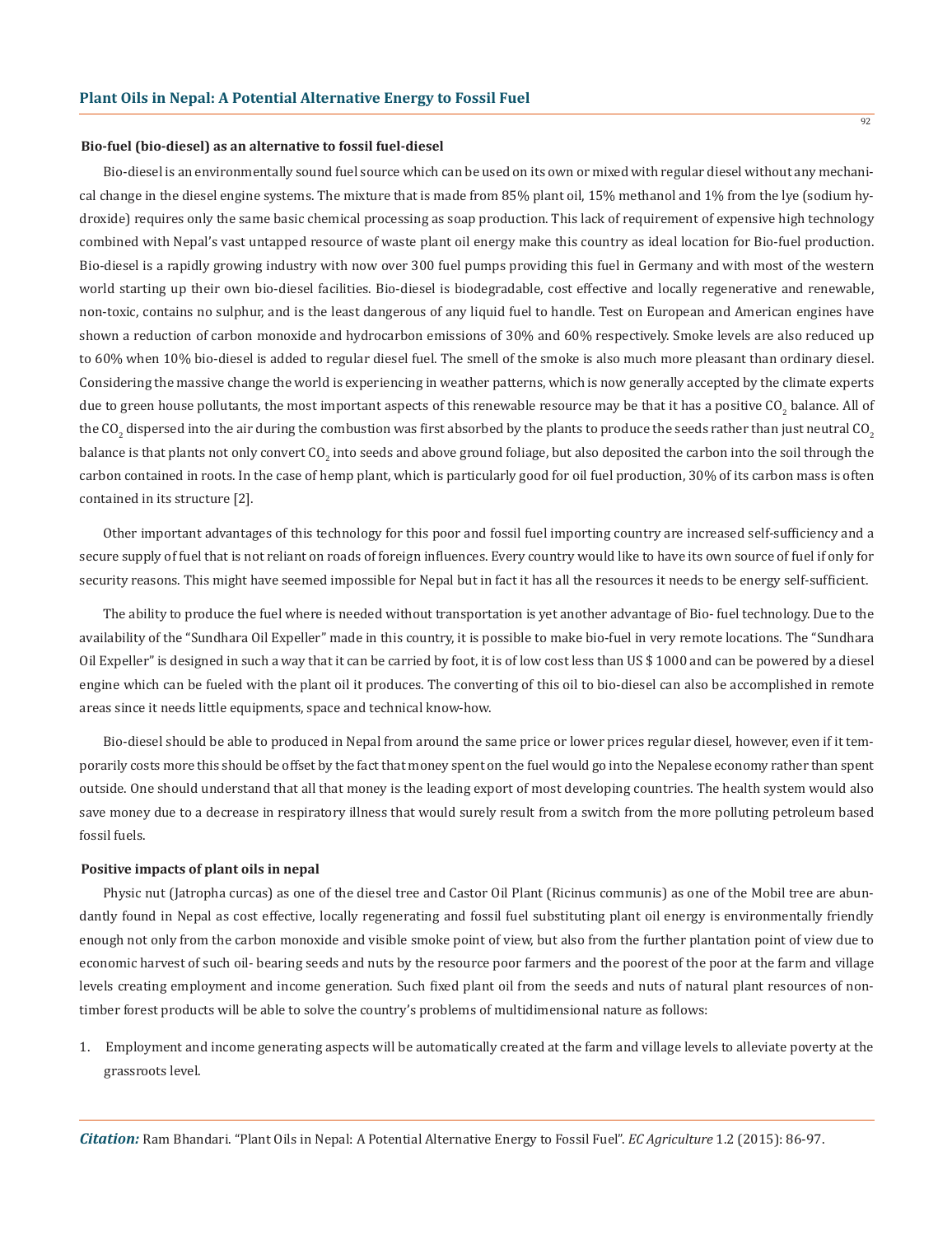### Bio-fuel (bio-diesel) as an alternative to fossil fuel-diesel

Bio-diesel is an environmentally sound fuel source which can be used on its own or mixed with regular diesel without any mechanical change in the diesel engine systems. The mixture that is made from 85% plant oil, 15% methanol and 1% from the lye (sodium hydroxide) requires only the same basic chemical processing as soap production. This lack of requirement of expensive high technology combined with Nepal's vast untapped resource of waste plant oil energy make this country as ideal location for Bio-fuel production. Bio-diesel is a rapidly growing industry with now over 300 fuel pumps providing this fuel in Germany and with most of the western world starting up their own bio-diesel facilities. Bio-diesel is biodegradable, cost effective and locally regenerative and renewable, non-toxic, contains no sulphur, and is the least dangerous of any liquid fuel to handle. Test on European and American engines have shown a reduction of carbon monoxide and hydrocarbon emissions of 30% and 60% respectively. Smoke levels are also reduced up to 60% when 10% bio-diesel is added to regular diesel fuel. The smell of the smoke is also much more pleasant than ordinary diesel. Considering the massive change the world is experiencing in weather patterns, which is now generally accepted by the climate experts due to green house pollutants, the most important aspects of this renewable resource may be that it has a positive $CO_2$ balance. All of the $CO_2$ dispersed into the air during the combustion was first absorbed by the plants to produce the seeds rather than just neutral $CO_2$ balance is that plants not only convert $CO_2$ into seeds and above ground foliage, but also deposited the carbon into the soil through the carbon contained in roots. In the case of hemp plant, which is particularly good for oil fuel production, 30% of its carbon mass is often contained in its structure [2].

Other important advantages of this technology for this poor and fossil fuel importing country are increased self-sufficiency and a secure supply of fuel that is not reliant on roads of foreign influences. Every country would like to have its own source of fuel if only for security reasons. This might have seemed impossible for Nepal but in fact it has all the resources it needs to be energy self-sufficient.

The ability to produce the fuel where is needed without transportation is yet another advantage of Bio- fuel technology. Due to the availability of the "Sundhara Oil Expeller" made in this country, it is possible to make bio-fuel in very remote locations. The "Sundhara Oil Expeller" is designed in such a way that it can be carried by foot, it is of low cost less than US $ 1000 and can be powered by a diesel engine which can be fueled with the plant oil it produces. The converting of this oil to bio-diesel can also be accomplished in remote areas since it needs little equipments, space and technical know-how.

Bio-diesel should be able to produced in Nepal from around the same price or lower prices regular diesel, however, even if it temporarily costs more this should be offset by the fact that money spent on the fuel would go into the Nepalese economy rather than spent outside. One should understand that all that money is the leading export of most developing countries. The health system would also save money due to a decrease in respiratory illness that would surely result from a switch from the more polluting petroleum based fossil fuels.

### Positive impacts of plant oils in nepal

Physic nut (Jatropha curcas) as one of the diesel tree and Castor Oil Plant (Ricinus communis) as one of the Mobil tree are abundantly found in Nepal as cost effective, locally regenerating and fossil fuel substituting plant oil energy is environmentally friendly enough not only from the carbon monoxide and visible smoke point of view, but also from the further plantation point of view due to economic harvest of such oil- bearing seeds and nuts by the resource poor farmers and the poorest of the poor at the farm and village levels creating employment and income generation. Such fixed plant oil from the seeds and nuts of natural plant resources of non-timber forest products will be able to solve the country's problems of multidimensional nature as follows:

1. Employment and income generating aspects will be automatically created at the farm and village levels to alleviate poverty at the grassroots level.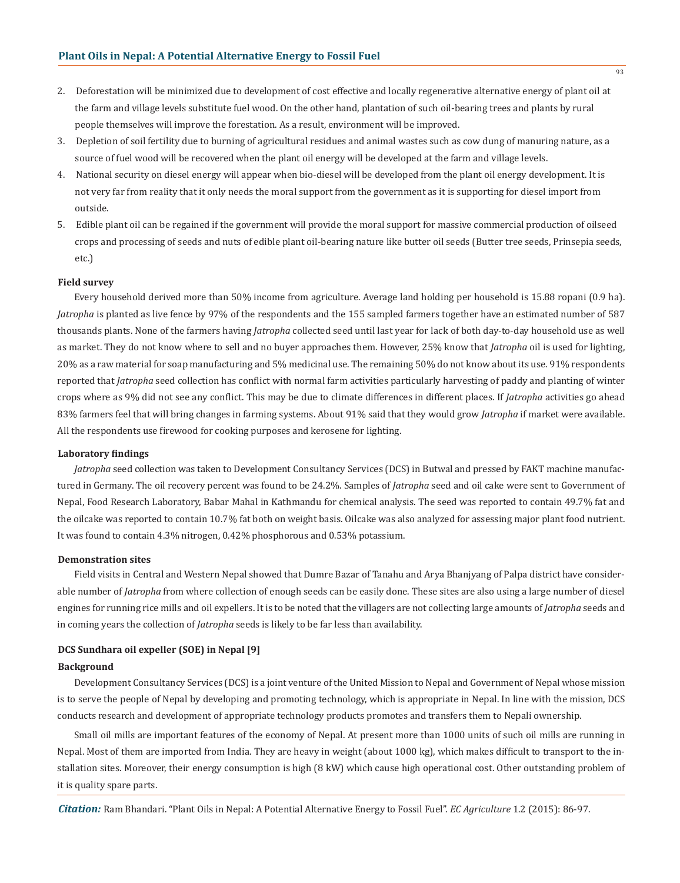2. Deforestation will be minimized due to development of cost effective and locally regenerative alternative energy of plant oil at the farm and village levels substitute fuel wood. On the other hand, plantation of such oil-bearing trees and plants by rural people themselves will improve the forestation. As a result, environment will be improved.
3. Depletion of soil fertility due to burning of agricultural residues and animal wastes such as cow dung of manuring nature, as a source of fuel wood will be recovered when the plant oil energy will be developed at the farm and village levels.
4. National security on diesel energy will appear when bio-diesel will be developed from the plant oil energy development. It is not very far from reality that it only needs the moral support from the government as it is supporting for diesel import from outside.
5. Edible plant oil can be regained if the government will provide the moral support for massive commercial production of oilseed crops and processing of seeds and nuts of edible plant oil-bearing nature like butter oil seeds (Butter tree seeds, Prinsepia seeds, etc.)

**Field survey**

Every household derived more than 50% income from agriculture. Average land holding per household is 15.88 ropani (0.9 ha). *Jatropha* is planted as live fence by 97% of the respondents and the 155 sampled farmers together have an estimated number of 587 thousands plants. None of the farmers having *Jatropha* collected seed until last year for lack of both day-to-day household use as well as market. They do not know where to sell and no buyer approaches them. However, 25% know that *Jatropha* oil is used for lighting, 20% as a raw material for soap manufacturing and 5% medicinal use. The remaining 50% do not know about its use. 91% respondents reported that *Jatropha* seed collection has conflict with normal farm activities particularly harvesting of paddy and planting of winter crops where as 9% did not see any conflict. This may be due to climate differences in different places. If *Jatropha* activities go ahead 83% farmers feel that will bring changes in farming systems. About 91% said that they would grow *Jatropha* if market were available. All the respondents use firewood for cooking purposes and kerosene for lighting.

**Laboratory findings**

*Jatropha* seed collection was taken to Development Consultancy Services (DCS) in Butwal and pressed by FAKT machine manufactured in Germany. The oil recovery percent was found to be 24.2%. Samples of *Jatropha* seed and oil cake were sent to Government of Nepal, Food Research Laboratory, Babar Mahal in Kathmandu for chemical analysis. The seed was reported to contain 49.7% fat and the oilcake was reported to contain 10.7% fat both on weight basis. Oilcake was also analyzed for assessing major plant food nutrient. It was found to contain 4.3% nitrogen, 0.42% phosphorous and 0.53% potassium.

**Demonstration sites**

Field visits in Central and Western Nepal showed that Dumre Bazar of Tanahu and Arya Bhanjyang of Palpa district have considerable number of *Jatropha* from where collection of enough seeds can be easily done. These sites are also using a large number of diesel engines for running rice mills and oil expellers. It is to be noted that the villagers are not collecting large amounts of *Jatropha* seeds and in coming years the collection of *Jatropha* seeds is likely to be far less than availability.

**DCS Sundhara oil expeller (SOE) in Nepal [9]**

**Background**

Development Consultancy Services (DCS) is a joint venture of the United Mission to Nepal and Government of Nepal whose mission is to serve the people of Nepal by developing and promoting technology, which is appropriate in Nepal. In line with the mission, DCS conducts research and development of appropriate technology products promotes and transfers them to Nepali ownership.

Small oil mills are important features of the economy of Nepal. At present more than 1000 units of such oil mills are running in Nepal. Most of them are imported from India. They are heavy in weight (about 1000 kg), which makes difficult to transport to the installation sites. Moreover, their energy consumption is high (8 kW) which cause high operational cost. Other outstanding problem of it is quality spare parts.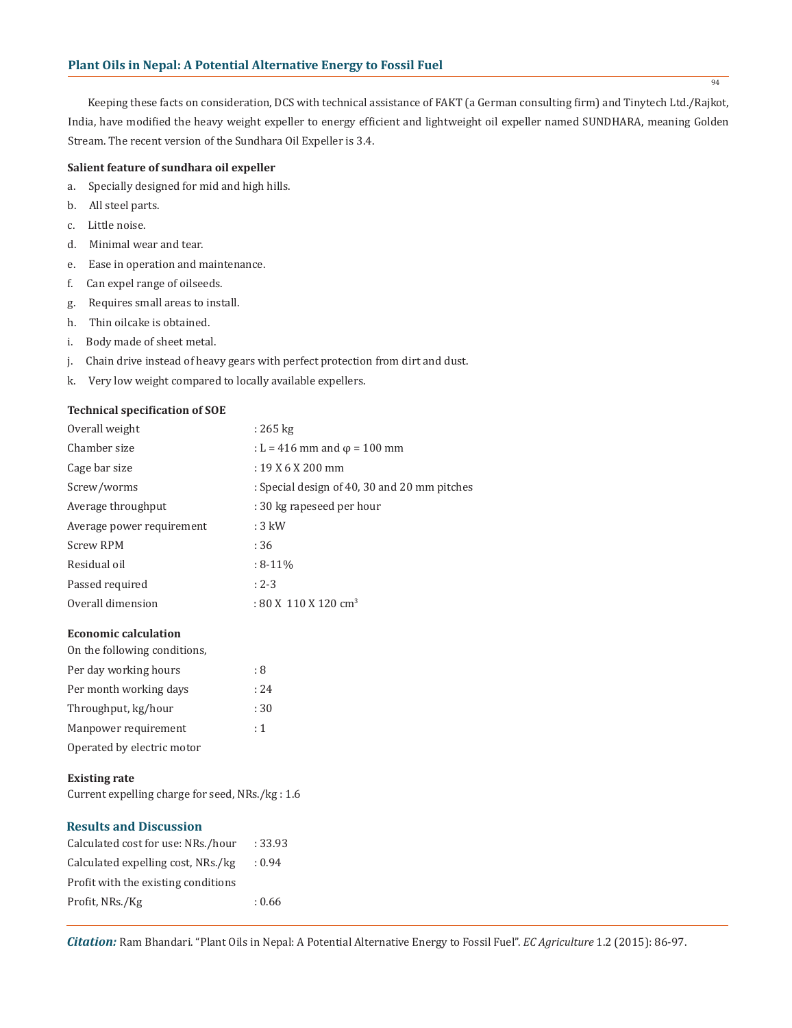Keeping these facts on consideration, DCS with technical assistance of FAKT (a German consulting firm) and Tinytech Ltd./Rajkot, India, have modified the heavy weight expeller to energy efficient and lightweight oil expeller named SUNDHARA, meaning Golden Stream. The recent version of the Sundhara Oil Expeller is 3.4.

**Salient feature of sundhara oil expeller**

a. Specially designed for mid and high hills.
b. All steel parts.
c. Little noise.
d. Minimal wear and tear.
e. Ease in operation and maintenance.
f. Can expel range of oilseeds.
g. Requires small areas to install.
h. Thin oilcake is obtained.
i. Body made of sheet metal.
j. Chain drive instead of heavy gears with perfect protection from dirt and dust.
k. Very low weight compared to locally available expellers.

**Technical specification of SOE**

| | |
|---|---|
| Overall weight | : 265 kg |
| Chamber size | : L = 416 mm and $\varphi$ = 100 mm |
| Cage bar size | : 19 X 6 X 200 mm |
| Screw/worms | : Special design of 40, 30 and 20 mm pitches |
| Average throughput | : 30 kg rapeseed per hour |
| Average power requirement | : 3 kW |
| Screw RPM | : 36 |
| Residual oil | : 8-11% |
| Passed required | : 2-3 |
| Overall dimension | : 80 X 110 X 120 $cm^3$ |

**Economic calculation**

On the following conditions,

| | |
|---|---|
| Per day working hours | : 8 |
| Per month working days | : 24 |
| Throughput, kg/hour | : 30 |
| Manpower requirement | : 1 |
| Operated by electric motor | |

**Existing rate**

Current expelling charge for seed, NRs./kg : 1.6

## Results and Discussion

| | |
|---|---|
| Calculated cost for use: NRs./hour | : 33.93 |
| Calculated expelling cost, NRs./kg | : 0.94 |
| Profit with the existing conditions | |
| Profit, NRs./Kg | : 0.66 |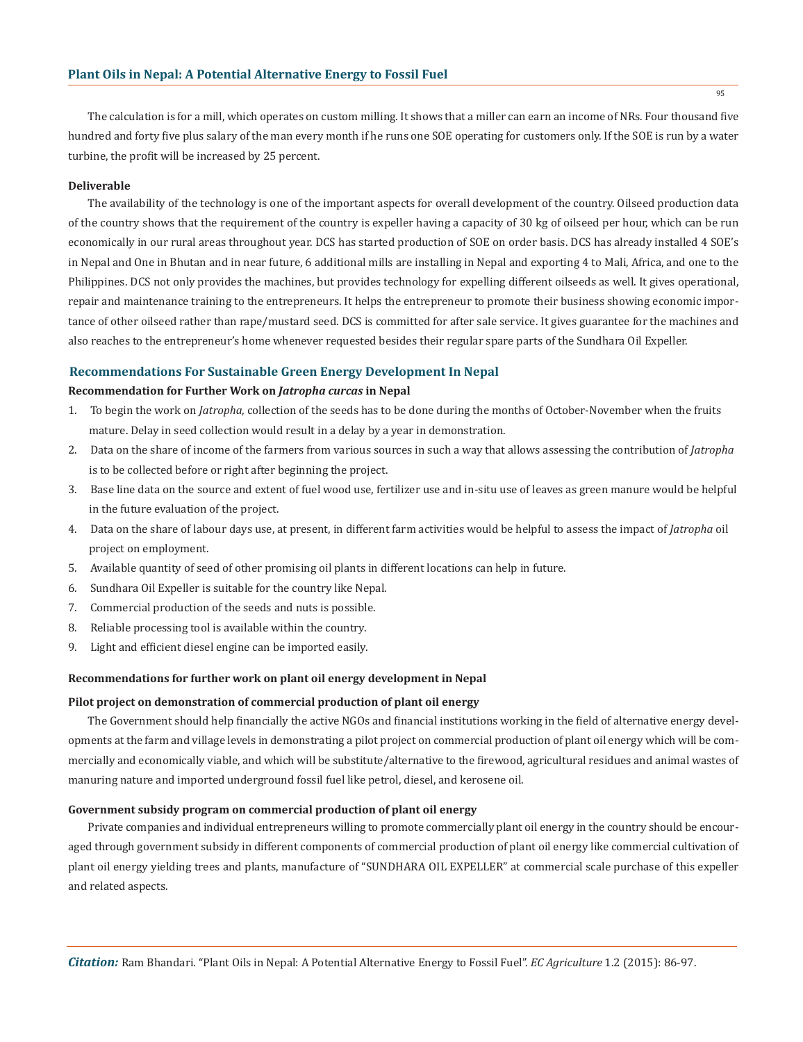The calculation is for a mill, which operates on custom milling. It shows that a miller can earn an income of NRs. Four thousand five hundred and forty five plus salary of the man every month if he runs one SOE operating for customers only. If the SOE is run by a water turbine, the profit will be increased by 25 percent.

#### Deliverable

The availability of the technology is one of the important aspects for overall development of the country. Oilseed production data of the country shows that the requirement of the country is expeller having a capacity of 30 kg of oilseed per hour, which can be run economically in our rural areas throughout year. DCS has started production of SOE on order basis. DCS has already installed 4 SOE's in Nepal and One in Bhutan and in near future, 6 additional mills are installing in Nepal and exporting 4 to Mali, Africa, and one to the Philippines. DCS not only provides the machines, but provides technology for expelling different oilseeds as well. It gives operational, repair and maintenance training to the entrepreneurs. It helps the entrepreneur to promote their business showing economic importance of other oilseed rather than rape/mustard seed. DCS is committed for after sale service. It gives guarantee for the machines and also reaches to the entrepreneur's home whenever requested besides their regular spare parts of the Sundhara Oil Expeller.

## Recommendations For Sustainable Green Energy Development In Nepal

#### Recommendation for Further Work on *Jatropha curcas* in Nepal

1. To begin the work on *Jatropha*, collection of the seeds has to be done during the months of October-November when the fruits mature. Delay in seed collection would result in a delay by a year in demonstration.
2. Data on the share of income of the farmers from various sources in such a way that allows assessing the contribution of *Jatropha* is to be collected before or right after beginning the project.
3. Base line data on the source and extent of fuel wood use, fertilizer use and in-situ use of leaves as green manure would be helpful in the future evaluation of the project.
4. Data on the share of labour days use, at present, in different farm activities would be helpful to assess the impact of *Jatropha* oil project on employment.
5. Available quantity of seed of other promising oil plants in different locations can help in future.
6. Sundhara Oil Expeller is suitable for the country like Nepal.
7. Commercial production of the seeds and nuts is possible.
8. Reliable processing tool is available within the country.
9. Light and efficient diesel engine can be imported easily.

#### Recommendations for further work on plant oil energy development in Nepal

#### Pilot project on demonstration of commercial production of plant oil energy

The Government should help financially the active NGOs and financial institutions working in the field of alternative energy developments at the farm and village levels in demonstrating a pilot project on commercial production of plant oil energy which will be commercially and economically viable, and which will be substitute/alternative to the firewood, agricultural residues and animal wastes of manuring nature and imported underground fossil fuel like petrol, diesel, and kerosene oil.

#### Government subsidy program on commercial production of plant oil energy

Private companies and individual entrepreneurs willing to promote commercially plant oil energy in the country should be encouraged through government subsidy in different components of commercial production of plant oil energy like commercial cultivation of plant oil energy yielding trees and plants, manufacture of "SUNDHARA OIL EXPELLER" at commercial scale purchase of this expeller and related aspects.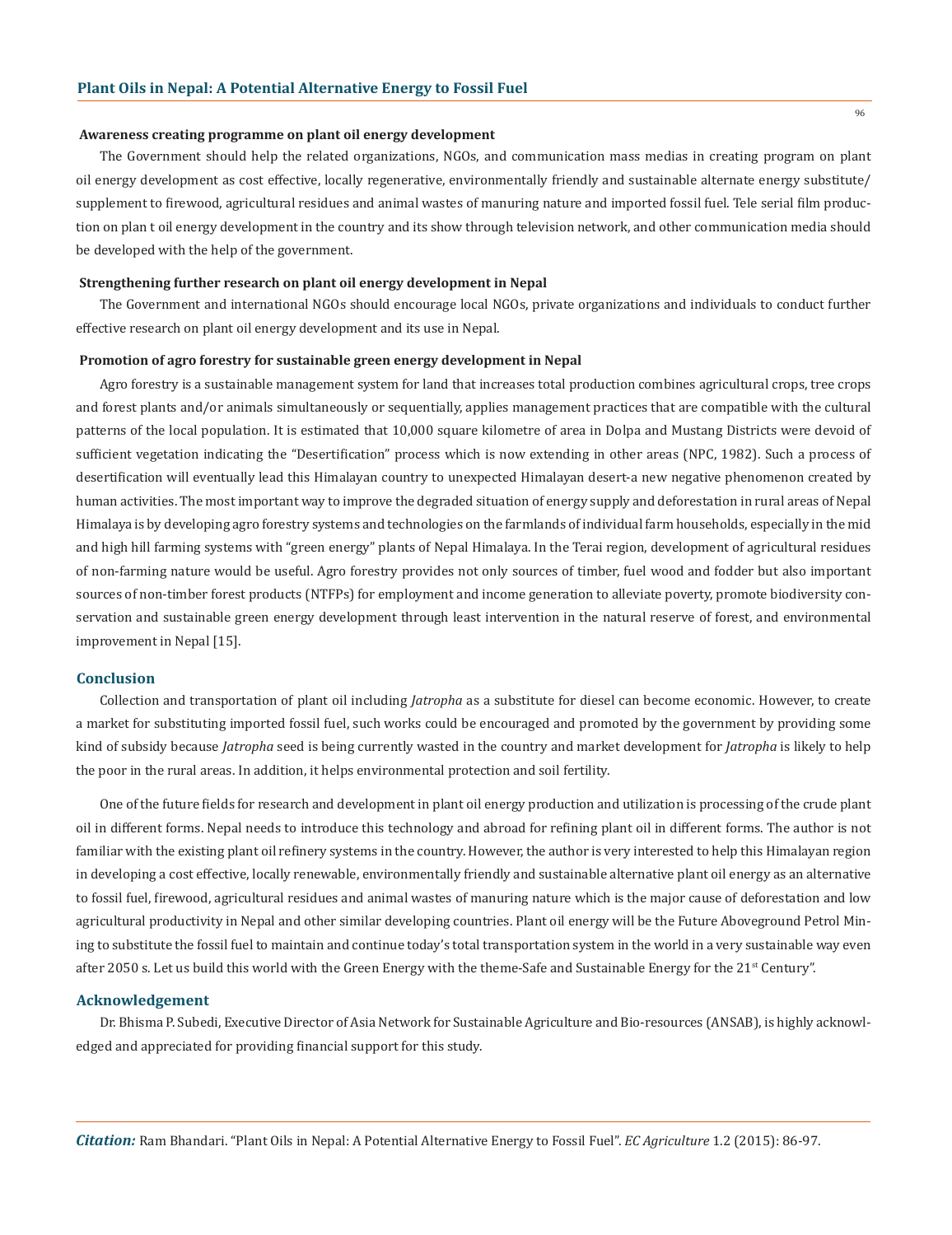**Awareness creating programme on plant oil energy development**

The Government should help the related organizations, NGOs, and communication mass medias in creating program on plant oil energy development as cost effective, locally regenerative, environmentally friendly and sustainable alternate energy substitute/supplement to firewood, agricultural residues and animal wastes of manuring nature and imported fossil fuel. Tele serial film production on plan t oil energy development in the country and its show through television network, and other communication media should be developed with the help of the government.

**Strengthening further research on plant oil energy development in Nepal**

The Government and international NGOs should encourage local NGOs, private organizations and individuals to conduct further effective research on plant oil energy development and its use in Nepal.

**Promotion of agro forestry for sustainable green energy development in Nepal**

Agro forestry is a sustainable management system for land that increases total production combines agricultural crops, tree crops and forest plants and/or animals simultaneously or sequentially, applies management practices that are compatible with the cultural patterns of the local population. It is estimated that 10,000 square kilometre of area in Dolpa and Mustang Districts were devoid of sufficient vegetation indicating the "Desertification" process which is now extending in other areas (NPC, 1982). Such a process of desertification will eventually lead this Himalayan country to unexpected Himalayan desert-a new negative phenomenon created by human activities. The most important way to improve the degraded situation of energy supply and deforestation in rural areas of Nepal Himalaya is by developing agro forestry systems and technologies on the farmlands of individual farm households, especially in the mid and high hill farming systems with "green energy" plants of Nepal Himalaya. In the Terai region, development of agricultural residues of non-farming nature would be useful. Agro forestry provides not only sources of timber, fuel wood and fodder but also important sources of non-timber forest products (NTFPs) for employment and income generation to alleviate poverty, promote biodiversity conservation and sustainable green energy development through least intervention in the natural reserve of forest, and environmental improvement in Nepal [15].

## Conclusion

Collection and transportation of plant oil including *Jatropha* as a substitute for diesel can become economic. However, to create a market for substituting imported fossil fuel, such works could be encouraged and promoted by the government by providing some kind of subsidy because *Jatropha* seed is being currently wasted in the country and market development for *Jatropha* is likely to help the poor in the rural areas. In addition, it helps environmental protection and soil fertility.

One of the future fields for research and development in plant oil energy production and utilization is processing of the crude plant oil in different forms. Nepal needs to introduce this technology and abroad for refining plant oil in different forms. The author is not familiar with the existing plant oil refinery systems in the country. However, the author is very interested to help this Himalayan region in developing a cost effective, locally renewable, environmentally friendly and sustainable alternative plant oil energy as an alternative to fossil fuel, firewood, agricultural residues and animal wastes of manuring nature which is the major cause of deforestation and low agricultural productivity in Nepal and other similar developing countries. Plant oil energy will be the Future Aboveground Petrol Mining to substitute the fossil fuel to maintain and continue today's total transportation system in the world in a very sustainable way even after 2050 s. Let us build this world with the Green Energy with the theme-Safe and Sustainable Energy for the 21st Century".

## Acknowledgement

Dr. Bhisma P. Subedi, Executive Director of Asia Network for Sustainable Agriculture and Bio-resources (ANSAB), is highly acknowledged and appreciated for providing financial support for this study.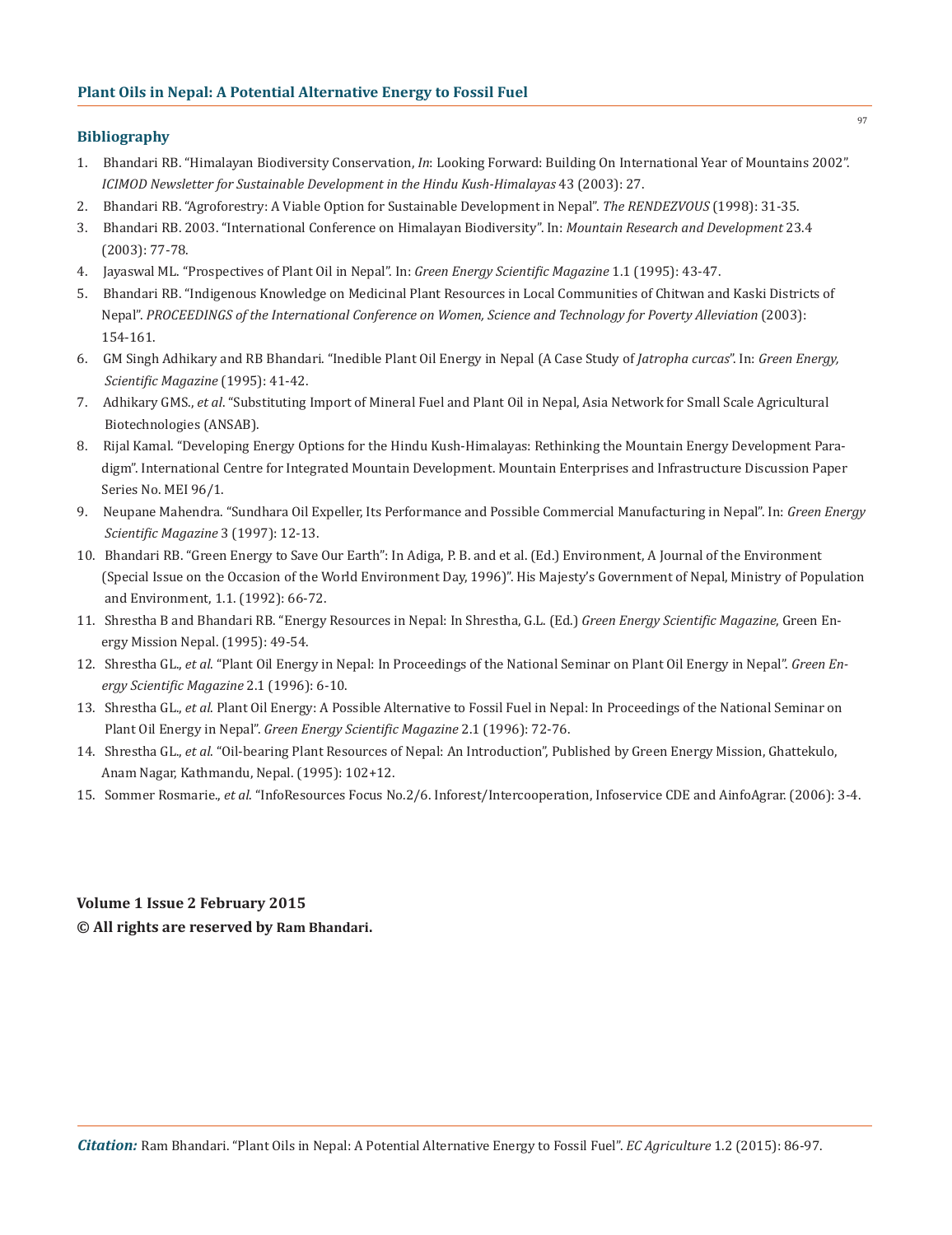## Bibliography

1. Bhandari RB. "Himalayan Biodiversity Conservation, *In*: Looking Forward: Building On International Year of Mountains 2002". *ICIMOD Newsletter for Sustainable Development in the Hindu Kush-Himalayas* 43 (2003): 27.
2. Bhandari RB. "Agroforestry: A Viable Option for Sustainable Development in Nepal". *The RENDEZVOUS* (1998): 31-35.
3. Bhandari RB. 2003. "International Conference on Himalayan Biodiversity". In: *Mountain Research and Development* 23.4 (2003): 77-78.
4. Jayaswal ML. "Prospectives of Plant Oil in Nepal". In: *Green Energy Scientific Magazine* 1.1 (1995): 43-47.
5. Bhandari RB. "Indigenous Knowledge on Medicinal Plant Resources in Local Communities of Chitwan and Kaski Districts of Nepal". *PROCEEDINGS of the International Conference on Women, Science and Technology for Poverty Alleviation* (2003): 154-161.
6. GM Singh Adhikary and RB Bhandari. "Inedible Plant Oil Energy in Nepal (A Case Study of *Jatropha curcas*". In: *Green Energy, Scientific Magazine* (1995): 41-42.
7. Adhikary GMS., *et al*. "Substituting Import of Mineral Fuel and Plant Oil in Nepal, Asia Network for Small Scale Agricultural Biotechnologies (ANSAB).
8. Rijal Kamal. "Developing Energy Options for the Hindu Kush-Himalayas: Rethinking the Mountain Energy Development Paradigm". International Centre for Integrated Mountain Development. Mountain Enterprises and Infrastructure Discussion Paper Series No. MEI 96/1.
9. Neupane Mahendra. "Sundhara Oil Expeller, Its Performance and Possible Commercial Manufacturing in Nepal". In: *Green Energy Scientific Magazine* 3 (1997): 12-13.
10. Bhandari RB. "Green Energy to Save Our Earth": In Adiga, P. B. and et al. (Ed.) Environment, A Journal of the Environment (Special Issue on the Occasion of the World Environment Day, 1996)". His Majesty's Government of Nepal, Ministry of Population and Environment, 1.1. (1992): 66-72.
11. Shrestha B and Bhandari RB. "Energy Resources in Nepal: In Shrestha, G.L. (Ed.) *Green Energy Scientific Magazine*, Green Energy Mission Nepal. (1995): 49-54.
12. Shrestha GL., *et al*. "Plant Oil Energy in Nepal: In Proceedings of the National Seminar on Plant Oil Energy in Nepal". *Green Energy Scientific Magazine* 2.1 (1996): 6-10.
13. Shrestha GL., *et al*. Plant Oil Energy: A Possible Alternative to Fossil Fuel in Nepal: In Proceedings of the National Seminar on Plant Oil Energy in Nepal". *Green Energy Scientific Magazine* 2.1 (1996): 72-76.
14. Shrestha GL., *et al*. "Oil-bearing Plant Resources of Nepal: An Introduction", Published by Green Energy Mission, Ghattekulo, Anam Nagar, Kathmandu, Nepal. (1995): 102+12.
15. Sommer Rosmarie., *et al*. "InfoResources Focus No.2/6. Inforest/Intercooperation, Infoservice CDE and AinfoAgrar. (2006): 3-4.

**Volume 1 Issue 2 February 2015**

**© All rights are reserved by Ram Bhandari.**